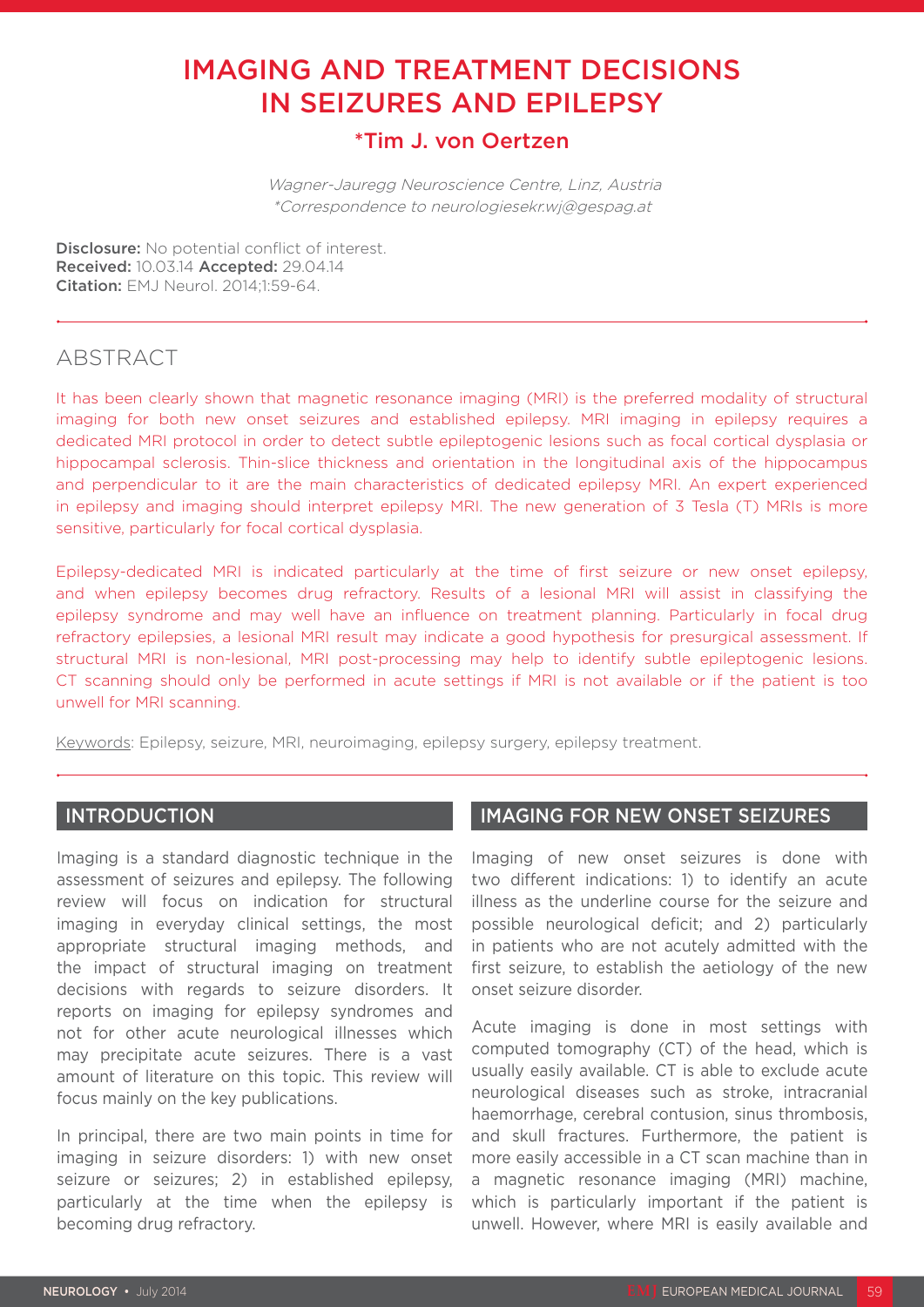# IMAGING AND TREATMENT DECISIONS IN SEIZURES AND EPILEPSY

## *Tim J. von Oertzen

*Wagner-Jauregg Neuroscience Centre, Linz, Austria*
*\*Correspondence to neurologiesekr.wj@gespag.at*

**Disclosure:** No potential conflict of interest.
**Received:** 10.03.14 **Accepted:** 29.04.14
**Citation:** EMJ Neurol. 2014;1:59-64.

## ABSTRACT

It has been clearly shown that magnetic resonance imaging (MRI) is the preferred modality of structural imaging for both new onset seizures and established epilepsy. MRI imaging in epilepsy requires a dedicated MRI protocol in order to detect subtle epileptogenic lesions such as focal cortical dysplasia or hippocampal sclerosis. Thin-slice thickness and orientation in the longitudinal axis of the hippocampus and perpendicular to it are the main characteristics of dedicated epilepsy MRI. An expert experienced in epilepsy and imaging should interpret epilepsy MRI. The new generation of 3 Tesla (T) MRIs is more sensitive, particularly for focal cortical dysplasia.

Epilepsy-dedicated MRI is indicated particularly at the time of first seizure or new onset epilepsy, and when epilepsy becomes drug refractory. Results of a lesional MRI will assist in classifying the epilepsy syndrome and may well have an influence on treatment planning. Particularly in focal drug refractory epilepsies, a lesional MRI result may indicate a good hypothesis for presurgical assessment. If structural MRI is non-lesional, MRI post-processing may help to identify subtle epileptogenic lesions. CT scanning should only be performed in acute settings if MRI is not available or if the patient is too unwell for MRI scanning.

Keywords: Epilepsy, seizure, MRI, neuroimaging, epilepsy surgery, epilepsy treatment.

## INTRODUCTION

Imaging is a standard diagnostic technique in the assessment of seizures and epilepsy. The following review will focus on indication for structural imaging in everyday clinical settings, the most appropriate structural imaging methods, and the impact of structural imaging on treatment decisions with regards to seizure disorders. It reports on imaging for epilepsy syndromes and not for other acute neurological illnesses which may precipitate acute seizures. There is a vast amount of literature on this topic. This review will focus mainly on the key publications.

In principal, there are two main points in time for imaging in seizure disorders: 1) with new onset seizure or seizures; 2) in established epilepsy, particularly at the time when the epilepsy is becoming drug refractory.

## IMAGING FOR NEW ONSET SEIZURES

Imaging of new onset seizures is done with two different indications: 1) to identify an acute illness as the underline course for the seizure and possible neurological deficit; and 2) particularly in patients who are not acutely admitted with the first seizure, to establish the aetiology of the new onset seizure disorder.

Acute imaging is done in most settings with computed tomography (CT) of the head, which is usually easily available. CT is able to exclude acute neurological diseases such as stroke, intracranial haemorrhage, cerebral contusion, sinus thrombosis, and skull fractures. Furthermore, the patient is more easily accessible in a CT scan machine than in a magnetic resonance imaging (MRI) machine, which is particularly important if the patient is unwell. However, where MRI is easily available and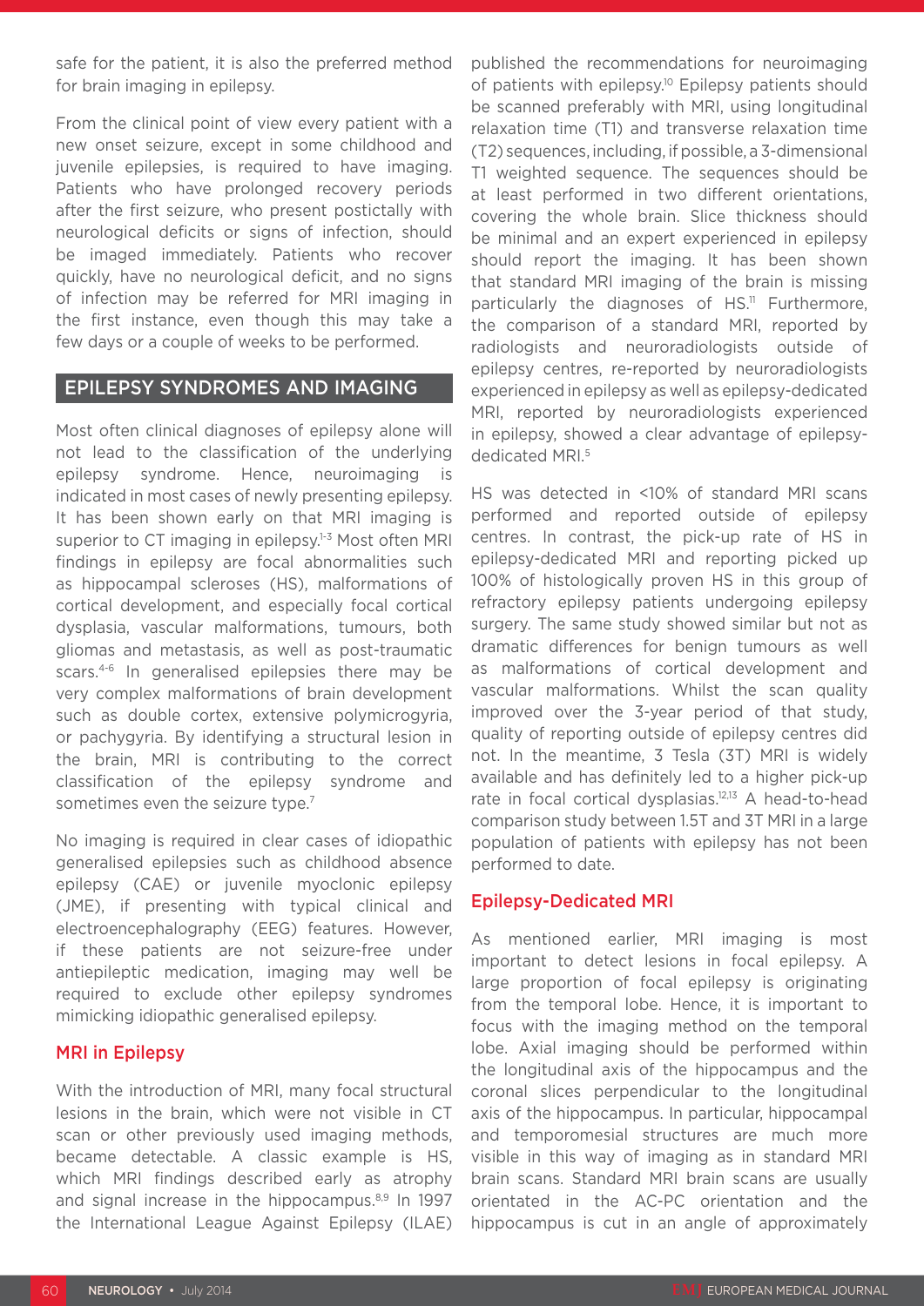safe for the patient, it is also the preferred method for brain imaging in epilepsy.

From the clinical point of view every patient with a new onset seizure, except in some childhood and juvenile epilepsies, is required to have imaging. Patients who have prolonged recovery periods after the first seizure, who present postictally with neurological deficits or signs of infection, should be imaged immediately. Patients who recover quickly, have no neurological deficit, and no signs of infection may be referred for MRI imaging in the first instance, even though this may take a few days or a couple of weeks to be performed.

## EPILEPSY SYNDROMES AND IMAGING

Most often clinical diagnoses of epilepsy alone will not lead to the classification of the underlying epilepsy syndrome. Hence, neuroimaging is indicated in most cases of newly presenting epilepsy. It has been shown early on that MRI imaging is superior to CT imaging in epilepsy.[1-3] Most often MRI findings in epilepsy are focal abnormalities such as hippocampal scleroses (HS), malformations of cortical development, and especially focal cortical dysplasia, vascular malformations, tumours, both gliomas and metastasis, as well as post-traumatic scars.[4-6] In generalised epilepsies there may be very complex malformations of brain development such as double cortex, extensive polymicrogyria, or pachygyria. By identifying a structural lesion in the brain, MRI is contributing to the correct classification of the epilepsy syndrome and sometimes even the seizure type.[7]

No imaging is required in clear cases of idiopathic generalised epilepsies such as childhood absence epilepsy (CAE) or juvenile myoclonic epilepsy (JME), if presenting with typical clinical and electroencephalography (EEG) features. However, if these patients are not seizure-free under antiepileptic medication, imaging may well be required to exclude other epilepsy syndromes mimicking idiopathic generalised epilepsy.

### MRI in Epilepsy

With the introduction of MRI, many focal structural lesions in the brain, which were not visible in CT scan or other previously used imaging methods, became detectable. A classic example is HS, which MRI findings described early as atrophy and signal increase in the hippocampus.[8,9] In 1997 the International League Against Epilepsy (ILAE) published the recommendations for neuroimaging of patients with epilepsy.[10] Epilepsy patients should be scanned preferably with MRI, using longitudinal relaxation time (T1) and transverse relaxation time (T2) sequences, including, if possible, a 3-dimensional T1 weighted sequence. The sequences should be at least performed in two different orientations, covering the whole brain. Slice thickness should be minimal and an expert experienced in epilepsy should report the imaging. It has been shown that standard MRI imaging of the brain is missing particularly the diagnoses of HS.[11] Furthermore, the comparison of a standard MRI, reported by radiologists and neuroradiologists outside of epilepsy centres, re-reported by neuroradiologists experienced in epilepsy as well as epilepsy-dedicated MRI, reported by neuroradiologists experienced in epilepsy, showed a clear advantage of epilepsy-dedicated MRI.[5]

HS was detected in <10% of standard MRI scans performed and reported outside of epilepsy centres. In contrast, the pick-up rate of HS in epilepsy-dedicated MRI and reporting picked up 100% of histologically proven HS in this group of refractory epilepsy patients undergoing epilepsy surgery. The same study showed similar but not as dramatic differences for benign tumours as well as malformations of cortical development and vascular malformations. Whilst the scan quality improved over the 3-year period of that study, quality of reporting outside of epilepsy centres did not. In the meantime, 3 Tesla (3T) MRI is widely available and has definitely led to a higher pick-up rate in focal cortical dysplasias.[12,13] A head-to-head comparison study between 1.5T and 3T MRI in a large population of patients with epilepsy has not been performed to date.

### Epilepsy-Dedicated MRI

As mentioned earlier, MRI imaging is most important to detect lesions in focal epilepsy. A large proportion of focal epilepsy is originating from the temporal lobe. Hence, it is important to focus with the imaging method on the temporal lobe. Axial imaging should be performed within the longitudinal axis of the hippocampus and the coronal slices perpendicular to the longitudinal axis of the hippocampus. In particular, hippocampal and temporomesial structures are much more visible in this way of imaging as in standard MRI brain scans. Standard MRI brain scans are usually orientated in the AC-PC orientation and the hippocampus is cut in an angle of approximately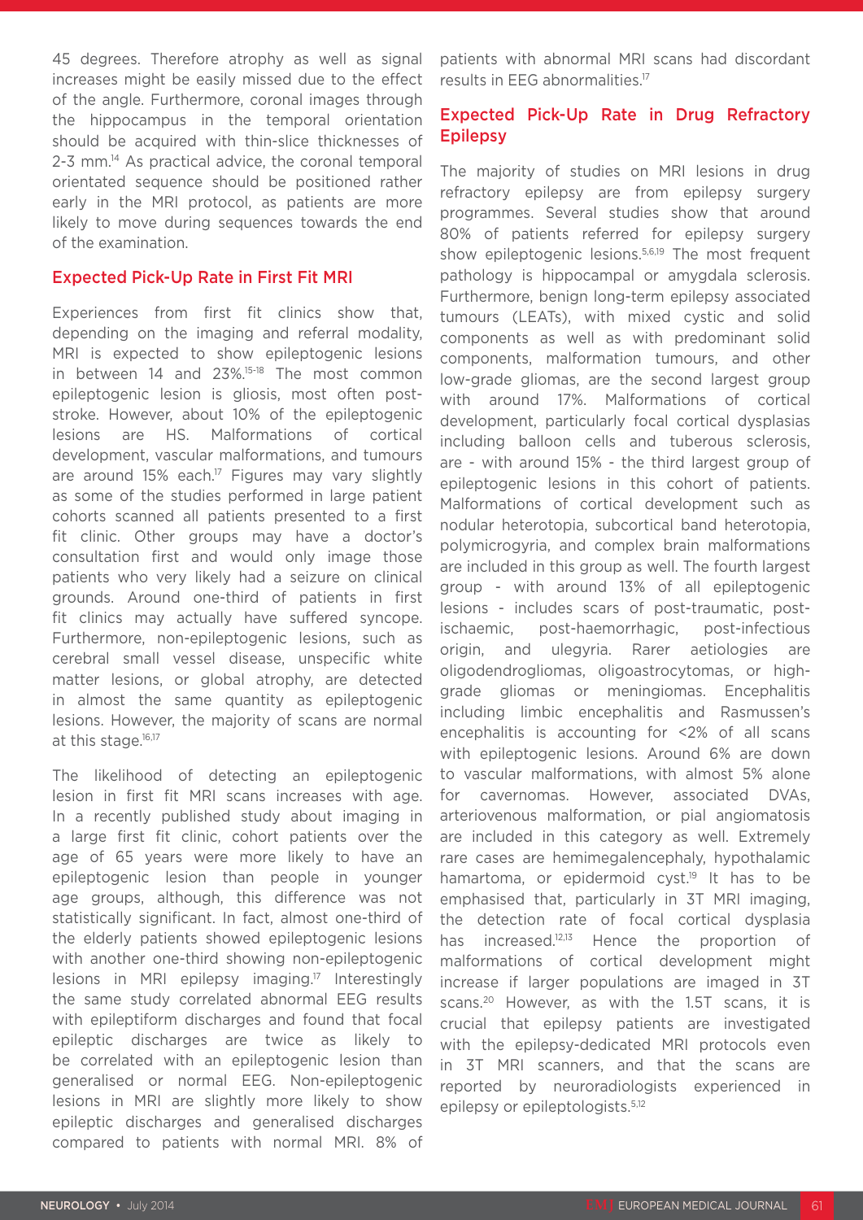45 degrees. Therefore atrophy as well as signal increases might be easily missed due to the effect of the angle. Furthermore, coronal images through the hippocampus in the temporal orientation should be acquired with thin-slice thicknesses of 2-3 mm.[14] As practical advice, the coronal temporal orientated sequence should be positioned rather early in the MRI protocol, as patients are more likely to move during sequences towards the end of the examination.

## Expected Pick-Up Rate in First Fit MRI

Experiences from first fit clinics show that, depending on the imaging and referral modality, MRI is expected to show epileptogenic lesions in between 14 and 23%.[15-18] The most common epileptogenic lesion is gliosis, most often post-stroke. However, about 10% of the epileptogenic lesions are HS. Malformations of cortical development, vascular malformations, and tumours are around 15% each.[17] Figures may vary slightly as some of the studies performed in large patient cohorts scanned all patients presented to a first fit clinic. Other groups may have a doctor's consultation first and would only image those patients who very likely had a seizure on clinical grounds. Around one-third of patients in first fit clinics may actually have suffered syncope. Furthermore, non-epileptogenic lesions, such as cerebral small vessel disease, unspecific white matter lesions, or global atrophy, are detected in almost the same quantity as epileptogenic lesions. However, the majority of scans are normal at this stage.[16,17]

The likelihood of detecting an epileptogenic lesion in first fit MRI scans increases with age. In a recently published study about imaging in a large first fit clinic, cohort patients over the age of 65 years were more likely to have an epileptogenic lesion than people in younger age groups, although, this difference was not statistically significant. In fact, almost one-third of the elderly patients showed epileptogenic lesions with another one-third showing non-epileptogenic lesions in MRI epilepsy imaging.[17] Interestingly the same study correlated abnormal EEG results with epileptiform discharges and found that focal epileptic discharges are twice as likely to be correlated with an epileptogenic lesion than generalised or normal EEG. Non-epileptogenic lesions in MRI are slightly more likely to show epileptic discharges and generalised discharges compared to patients with normal MRI. 8% of patients with abnormal MRI scans had discordant results in EEG abnormalities.[17]

## Expected Pick-Up Rate in Drug Refractory Epilepsy

The majority of studies on MRI lesions in drug refractory epilepsy are from epilepsy surgery programmes. Several studies show that around 80% of patients referred for epilepsy surgery show epileptogenic lesions.[5,6,19] The most frequent pathology is hippocampal or amygdala sclerosis. Furthermore, benign long-term epilepsy associated tumours (LEATs), with mixed cystic and solid components as well as with predominant solid components, malformation tumours, and other low-grade gliomas, are the second largest group with around 17%. Malformations of cortical development, particularly focal cortical dysplasias including balloon cells and tuberous sclerosis, are - with around 15% - the third largest group of epileptogenic lesions in this cohort of patients. Malformations of cortical development such as nodular heterotopia, subcortical band heterotopia, polymicrogyria, and complex brain malformations are included in this group as well. The fourth largest group - with around 13% of all epileptogenic lesions - includes scars of post-traumatic, post-ischaemic, post-haemorrhagic, post-infectious origin, and ulegyria. Rarer aetiologies are oligodendrogliomas, oligoastrocytomas, or high-grade gliomas or meningiomas. Encephalitis including limbic encephalitis and Rasmussen's encephalitis is accounting for <2% of all scans with epileptogenic lesions. Around 6% are down to vascular malformations, with almost 5% alone for cavernomas. However, associated DVAs, arteriovenous malformation, or pial angiomatosis are included in this category as well. Extremely rare cases are hemimegalencephaly, hypothalamic hamartoma, or epidermoid cyst.[19] It has to be emphasised that, particularly in 3T MRI imaging, the detection rate of focal cortical dysplasia has increased.[12,13] Hence the proportion of malformations of cortical development might increase if larger populations are imaged in 3T scans.[20] However, as with the 1.5T scans, it is crucial that epilepsy patients are investigated with the epilepsy-dedicated MRI protocols even in 3T MRI scanners, and that the scans are reported by neuroradiologists experienced in epilepsy or epileptologists.[5,12]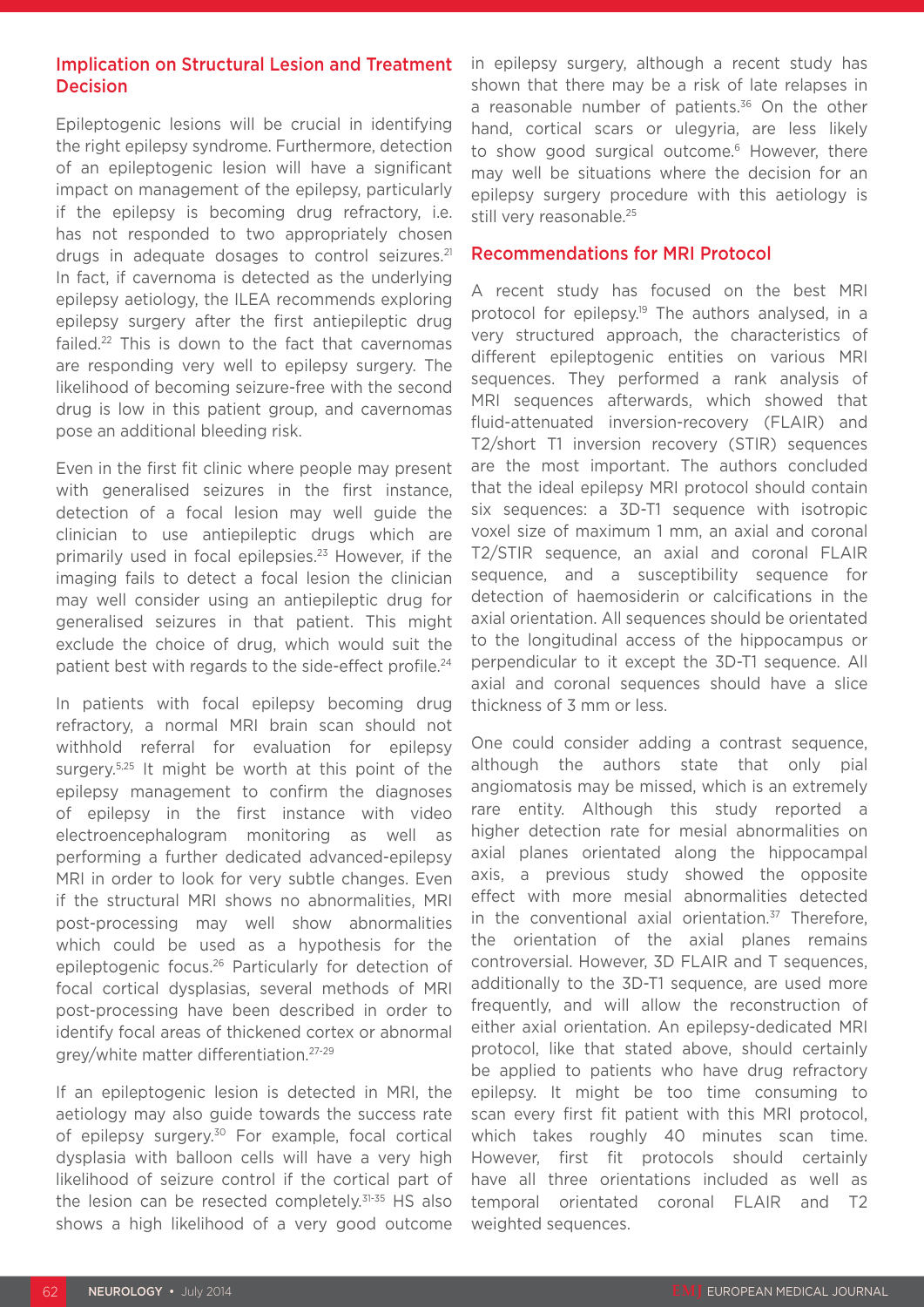## Implication on Structural Lesion and Treatment Decision

Epileptogenic lesions will be crucial in identifying the right epilepsy syndrome. Furthermore, detection of an epileptogenic lesion will have a significant impact on management of the epilepsy, particularly if the epilepsy is becoming drug refractory, i.e. has not responded to two appropriately chosen drugs in adequate dosages to control seizures.[21] In fact, if cavernoma is detected as the underlying epilepsy aetiology, the ILEA recommends exploring epilepsy surgery after the first antiepileptic drug failed.[22] This is down to the fact that cavernomas are responding very well to epilepsy surgery. The likelihood of becoming seizure-free with the second drug is low in this patient group, and cavernomas pose an additional bleeding risk.

Even in the first fit clinic where people may present with generalised seizures in the first instance, detection of a focal lesion may well guide the clinician to use antiepileptic drugs which are primarily used in focal epilepsies.[23] However, if the imaging fails to detect a focal lesion the clinician may well consider using an antiepileptic drug for generalised seizures in that patient. This might exclude the choice of drug, which would suit the patient best with regards to the side-effect profile.[24]

In patients with focal epilepsy becoming drug refractory, a normal MRI brain scan should not withhold referral for evaluation for epilepsy surgery.[5,25] It might be worth at this point of the epilepsy management to confirm the diagnoses of epilepsy in the first instance with video electroencephalogram monitoring as well as performing a further dedicated advanced-epilepsy MRI in order to look for very subtle changes. Even if the structural MRI shows no abnormalities, MRI post-processing may well show abnormalities which could be used as a hypothesis for the epileptogenic focus.[26] Particularly for detection of focal cortical dysplasias, several methods of MRI post-processing have been described in order to identify focal areas of thickened cortex or abnormal grey/white matter differentiation.[27-29]

If an epileptogenic lesion is detected in MRI, the aetiology may also guide towards the success rate of epilepsy surgery.[30] For example, focal cortical dysplasia with balloon cells will have a very high likelihood of seizure control if the cortical part of the lesion can be resected completely.[31-35] HS also shows a high likelihood of a very good outcome in epilepsy surgery, although a recent study has shown that there may be a risk of late relapses in a reasonable number of patients.[36] On the other hand, cortical scars or ulegyria, are less likely to show good surgical outcome.[6] However, there may well be situations where the decision for an epilepsy surgery procedure with this aetiology is still very reasonable.[25]

## Recommendations for MRI Protocol

A recent study has focused on the best MRI protocol for epilepsy.[19] The authors analysed, in a very structured approach, the characteristics of different epileptogenic entities on various MRI sequences. They performed a rank analysis of MRI sequences afterwards, which showed that fluid-attenuated inversion-recovery (FLAIR) and T2/short T1 inversion recovery (STIR) sequences are the most important. The authors concluded that the ideal epilepsy MRI protocol should contain six sequences: a 3D-T1 sequence with isotropic voxel size of maximum 1 mm, an axial and coronal T2/STIR sequence, an axial and coronal FLAIR sequence, and a susceptibility sequence for detection of haemosiderin or calcifications in the axial orientation. All sequences should be orientated to the longitudinal access of the hippocampus or perpendicular to it except the 3D-T1 sequence. All axial and coronal sequences should have a slice thickness of 3 mm or less.

One could consider adding a contrast sequence, although the authors state that only pial angiomatosis may be missed, which is an extremely rare entity. Although this study reported a higher detection rate for mesial abnormalities on axial planes orientated along the hippocampal axis, a previous study showed the opposite effect with more mesial abnormalities detected in the conventional axial orientation.[37] Therefore, the orientation of the axial planes remains controversial. However, 3D FLAIR and T sequences, additionally to the 3D-T1 sequence, are used more frequently, and will allow the reconstruction of either axial orientation. An epilepsy-dedicated MRI protocol, like that stated above, should certainly be applied to patients who have drug refractory epilepsy. It might be too time consuming to scan every first fit patient with this MRI protocol, which takes roughly 40 minutes scan time. However, first fit protocols should certainly have all three orientations included as well as temporal orientated coronal FLAIR and T2 weighted sequences.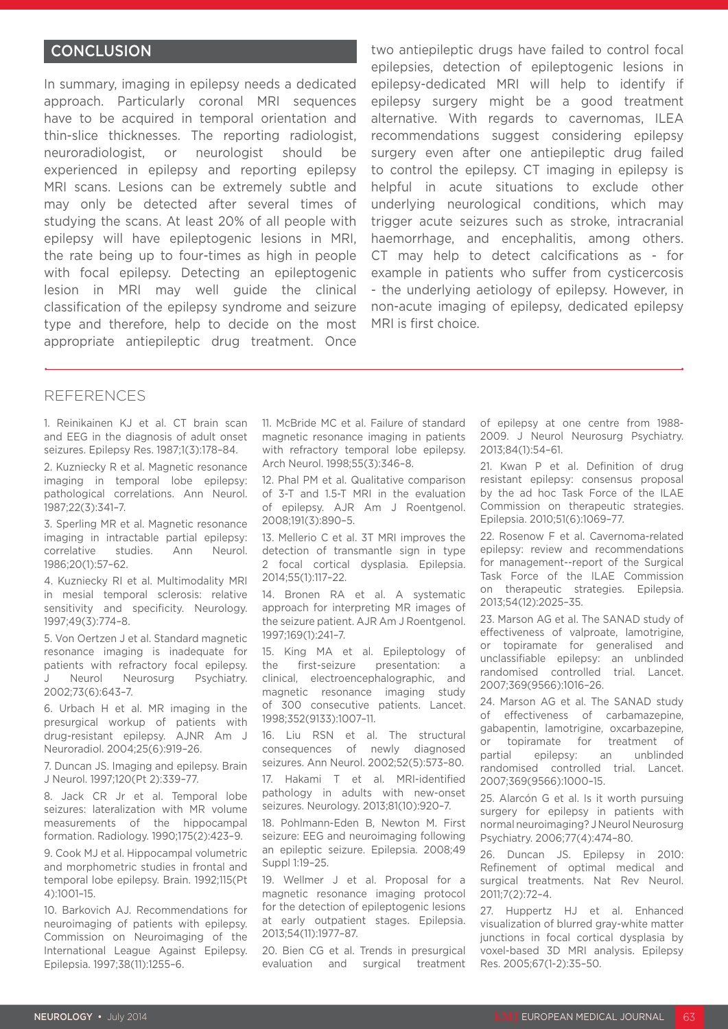## CONCLUSION

In summary, imaging in epilepsy needs a dedicated approach. Particularly coronal MRI sequences have to be acquired in temporal orientation and thin-slice thicknesses. The reporting radiologist, neuroradiologist, or neurologist should be experienced in epilepsy and reporting epilepsy MRI scans. Lesions can be extremely subtle and may only be detected after several times of studying the scans. At least 20% of all people with epilepsy will have epileptogenic lesions in MRI, the rate being up to four-times as high in people with focal epilepsy. Detecting an epileptogenic lesion in MRI may well guide the clinical classification of the epilepsy syndrome and seizure type and therefore, help to decide on the most appropriate antiepileptic drug treatment. Once two antiepileptic drugs have failed to control focal epilepsies, detection of epileptogenic lesions in epilepsy-dedicated MRI will help to identify if epilepsy surgery might be a good treatment alternative. With regards to cavernomas, ILEA recommendations suggest considering epilepsy surgery even after one antiepileptic drug failed to control the epilepsy. CT imaging in epilepsy is helpful in acute situations to exclude other underlying neurological conditions, which may trigger acute seizures such as stroke, intracranial haemorrhage, and encephalitis, among others. CT may help to detect calcifications as - for example in patients who suffer from cysticercosis - the underlying aetiology of epilepsy. However, in non-acute imaging of epilepsy, dedicated epilepsy MRI is first choice.

## REFERENCES

1. Reinikainen KJ et al. CT brain scan and EEG in the diagnosis of adult onset seizures. Epilepsy Res. 1987;1(3):178–84.
2. Kuzniecky R et al. Magnetic resonance imaging in temporal lobe epilepsy: pathological correlations. Ann Neurol. 1987;22(3):341–7.
3. Sperling MR et al. Magnetic resonance imaging in intractable partial epilepsy: correlative studies. Ann Neurol. 1986;20(1):57–62.
4. Kuzniecky RI et al. Multimodality MRI in mesial temporal sclerosis: relative sensitivity and specificity. Neurology. 1997;49(3):774–8.
5. Von Oertzen J et al. Standard magnetic resonance imaging is inadequate for patients with refractory focal epilepsy. J Neurol Neurosurg Psychiatry. 2002;73(6):643–7.
6. Urbach H et al. MR imaging in the presurgical workup of patients with drug-resistant epilepsy. AJNR Am J Neuroradiol. 2004;25(6):919–26.
7. Duncan JS. Imaging and epilepsy. Brain J Neurol. 1997;120(Pt 2):339–77.
8. Jack CR Jr et al. Temporal lobe seizures: lateralization with MR volume measurements of the hippocampal formation. Radiology. 1990;175(2):423–9.
9. Cook MJ et al. Hippocampal volumetric and morphometric studies in frontal and temporal lobe epilepsy. Brain. 1992;115(Pt 4):1001–15.
10. Barkovich AJ. Recommendations for neuroimaging of patients with epilepsy. Commission on Neuroimaging of the International League Against Epilepsy. Epilepsia. 1997;38(11):1255–6.
11. McBride MC et al. Failure of standard magnetic resonance imaging in patients with refractory temporal lobe epilepsy. Arch Neurol. 1998;55(3):346–8.
12. Phal PM et al. Qualitative comparison of 3-T and 1.5-T MRI in the evaluation of epilepsy. AJR Am J Roentgenol. 2008;191(3):890–5.
13. Mellerio C et al. 3T MRI improves the detection of transmantle sign in type 2 focal cortical dysplasia. Epilepsia. 2014;55(1):117–22.
14. Bronen RA et al. A systematic approach for interpreting MR images of the seizure patient. AJR Am J Roentgenol. 1997;169(1):241–7.
15. King MA et al. Epileptology of the first-seizure presentation: a clinical, electroencephalographic, and magnetic resonance imaging study of 300 consecutive patients. Lancet. 1998;352(9133):1007–11.
16. Liu RSN et al. The structural consequences of newly diagnosed seizures. Ann Neurol. 2002;52(5):573–80.
17. Hakami T et al. MRI-identified pathology in adults with new-onset seizures. Neurology. 2013;81(10):920–7.
18. Pohlmann-Eden B, Newton M. First seizure: EEG and neuroimaging following an epileptic seizure. Epilepsia. 2008;49 Suppl 1:19–25.
19. Wellmer J et al. Proposal for a magnetic resonance imaging protocol for the detection of epileptogenic lesions at early outpatient stages. Epilepsia. 2013;54(11):1977–87.
20. Bien CG et al. Trends in presurgical evaluation and surgical treatment of epilepsy at one centre from 1988-2009. J Neurol Neurosurg Psychiatry. 2013;84(1):54–61.
21. Kwan P et al. Definition of drug resistant epilepsy: consensus proposal by the ad hoc Task Force of the ILAE Commission on therapeutic strategies. Epilepsia. 2010;51(6):1069–77.
22. Rosenow F et al. Cavernoma-related epilepsy: review and recommendations for management--report of the Surgical Task Force of the ILAE Commission on therapeutic strategies. Epilepsia. 2013;54(12):2025–35.
23. Marson AG et al. The SANAD study of effectiveness of valproate, lamotrigine, or topiramate for generalised and unclassifiable epilepsy: an unblinded randomised controlled trial. Lancet. 2007;369(9566):1016–26.
24. Marson AG et al. The SANAD study of effectiveness of carbamazepine, gabapentin, lamotrigine, oxcarbazepine, or topiramate for treatment of partial epilepsy: an unblinded randomised controlled trial. Lancet. 2007;369(9566):1000–15.
25. Alarcón G et al. Is it worth pursuing surgery for epilepsy in patients with normal neuroimaging? J Neurol Neurosurg Psychiatry. 2006;77(4):474–80.
26. Duncan JS. Epilepsy in 2010: Refinement of optimal medical and surgical treatments. Nat Rev Neurol. 2011;7(2):72–4.
27. Huppertz HJ et al. Enhanced visualization of blurred gray-white matter junctions in focal cortical dysplasia by voxel-based 3D MRI analysis. Epilepsy Res. 2005;67(1-2):35–50.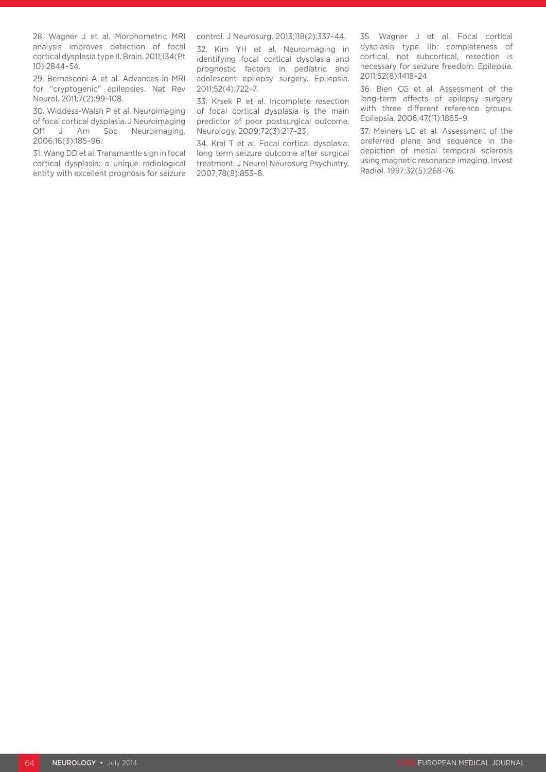28. Wagner J et al. Morphometric MRI analysis improves detection of focal cortical dysplasia type II. Brain. 2011;134(Pt 10):2844–54.

29. Bernasconi A et al. Advances in MRI for "cryptogenic" epilepsies. Nat Rev Neurol. 2011;7(2):99–108.

30. Widdess-Walsh P et al. Neuroimaging of focal cortical dysplasia. J Neuroimaging Off J Am Soc Neuroimaging. 2006;16(3):185–96.

31. Wang DD et al. Transmantle sign in focal cortical dysplasia: a unique radiological entity with excellent prognosis for seizure control. J Neurosurg. 2013;118(2):337–44.

32. Kim YH et al. Neuroimaging in identifying focal cortical dysplasia and prognostic factors in pediatric and adolescent epilepsy surgery. Epilepsia. 2011;52(4):722–7.

33. Krsek P et al. Incomplete resection of focal cortical dysplasia is the main predictor of poor postsurgical outcome. Neurology. 2009;72(3):217–23.

34. Kral T et al. Focal cortical dysplasia: long term seizure outcome after surgical treatment. J Neurol Neurosurg Psychiatry. 2007;78(8):853–6.

35. Wagner J et al. Focal cortical dysplasia type IIb: completeness of cortical, not subcortical, resection is necessary for seizure freedom. Epilepsia. 2011;52(8):1418–24.

36. Bien CG et al. Assessment of the long-term effects of epilepsy surgery with three different reference groups. Epilepsia. 2006;47(11):1865–9.

37. Meiners LC et al. Assessment of the preferred plane and sequence in the depiction of mesial temporal sclerosis using magnetic resonance imaging. Invest Radiol. 1997;32(5):268-76.